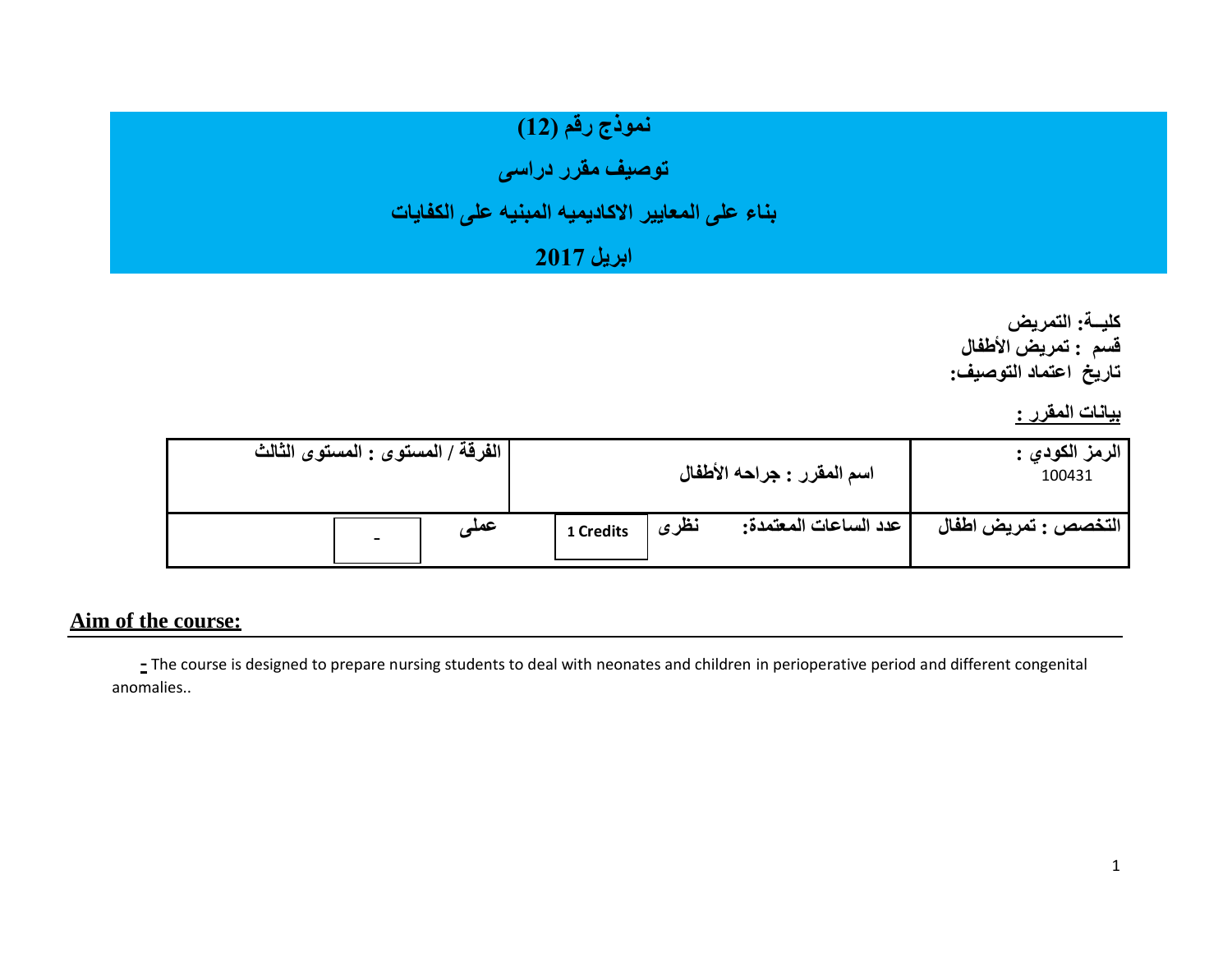# نموذج رقم (12)

# توصيف مقرر دراسى

# بناء على المعايير الاكاديميه المبنيه على الكفايات

# ابريل 2017

**كليـــة: التمريض**
**قسم : تمريض الأطفال**
**تاريخ اعتماد التوصيف:**

**بيانات المقرر :**

| الرمز الكودي : 100431 | اسم المقرر : جراحه الأطفال | | | الفرقة / المستوى : المستوى الثالث | |
|---|---|---|---|---|---|
| التخصص : تمريض اطفال | عدد الساعات المعتمدة: | نظرى | 1 Credits | عملى | - |

## Aim of the course:

- The course is designed to prepare nursing students to deal with neonates and children in perioperative period and different congenital anomalies..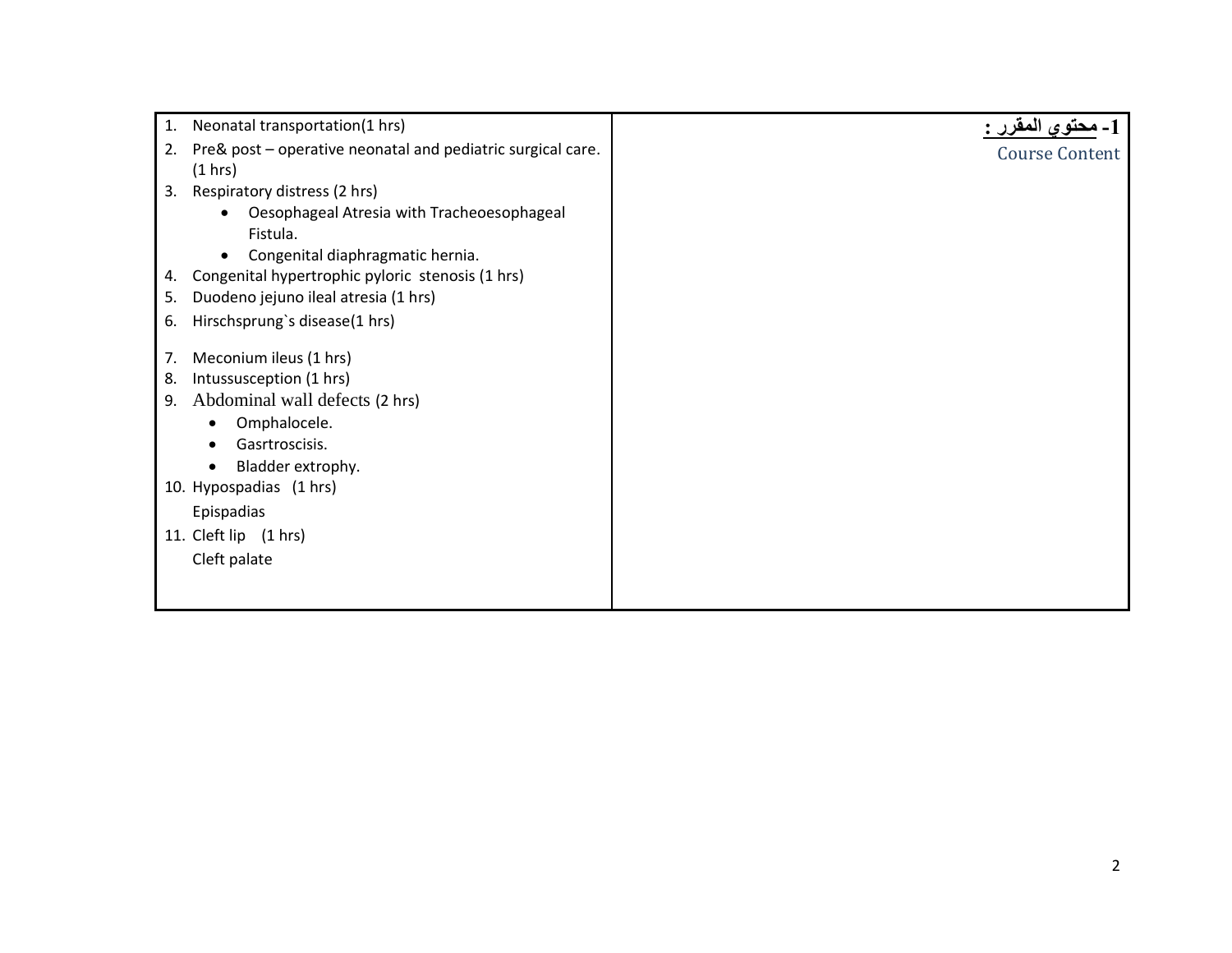| Course Content 1- محتوي المقرر : | |
| --- | --- |
| | 1. Neonatal transportation(1 hrs)<br>2. Pre& post – operative neonatal and pediatric surgical care. (1 hrs)<br>3. Respiratory distress (2 hrs)<br>• Oesophageal Atresia with Tracheoesophageal Fistula.<br>• Congenital diaphragmatic hernia.<br>4. Congenital hypertrophic pyloric stenosis (1 hrs)<br>5. Duodeno jejuno ileal atresia (1 hrs)<br>6. Hirschsprung`s disease(1 hrs)<br>7. Meconium ileus (1 hrs)<br>8. Intussusception (1 hrs)<br>9. Abdominal wall defects (2 hrs)<br>• Omphalocele.<br>• Gasrtroscisis.<br>• Bladder extrophy.<br>10. Hypospadias (1 hrs)<br>Epispadias<br>11. Cleft lip (1 hrs)<br>Cleft palate |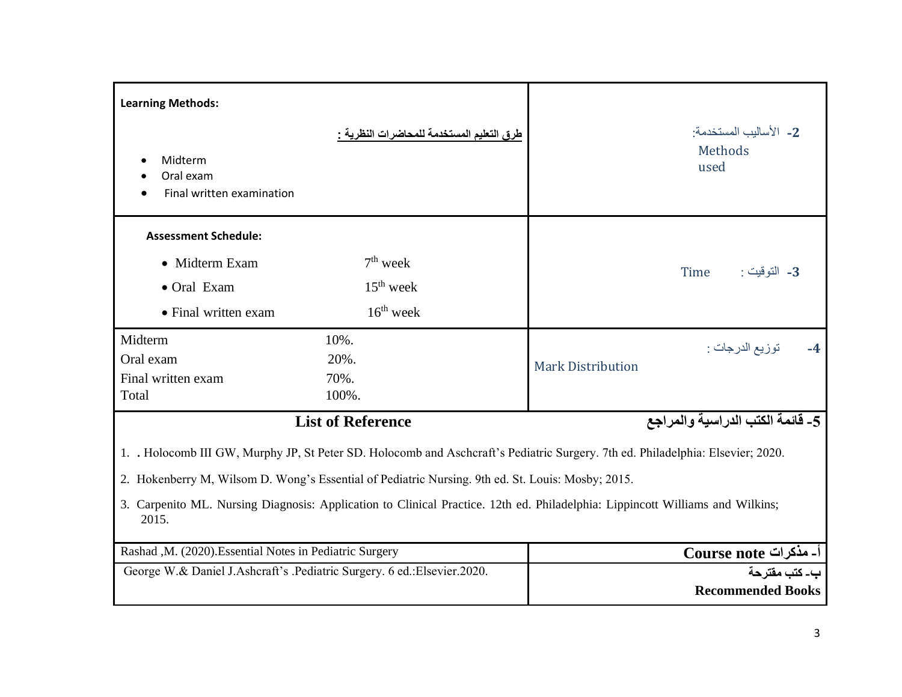| | |
|---|---|
| **Learning Methods:**<br><br>**طرق التعليم المستخدمة للمحاضرات النظرية :**<br><br>• Midterm<br>• Oral exam<br>• Final written examination | **2-** الأساليب المستخدمة:<br>Methods used |
| **Assessment Schedule:**<br><br>• Midterm Exam 7th week<br>• Oral Exam 15th week<br>• Final written exam 16th week | **3-** التوقيت : Time |
| Midterm 10%.<br>Oral exam 20%.<br>Final written exam 70%.<br>Total 100%. | **4-** توزيع الدرجات :<br>Mark Distribution |

## List of Reference — 5- قائمة الكتب الدراسية والمراجع

1. . Holocomb III GW, Murphy JP, St Peter SD. Holocomb and Aschcraft's Pediatric Surgery. 7th ed. Philadelphia: Elsevier; 2020.
2. Hokenberry M, Wilsom D. Wong's Essential of Pediatric Nursing. 9th ed. St. Louis: Mosby; 2015.
3. Carpenito ML. Nursing Diagnosis: Application to Clinical Practice. 12th ed. Philadelphia: Lippincott Williams and Wilkins; 2015.

| | |
|---|---|
| Rashad ,M. (2020).Essential Notes in Pediatric Surgery | **أ- مذكرات Course note** |
| George W.& Daniel J.Ashcraft's .Pediatric Surgery. 6 ed.:Elsevier.2020. | **ب- كتب مقترحة**<br>**Recommended Books** |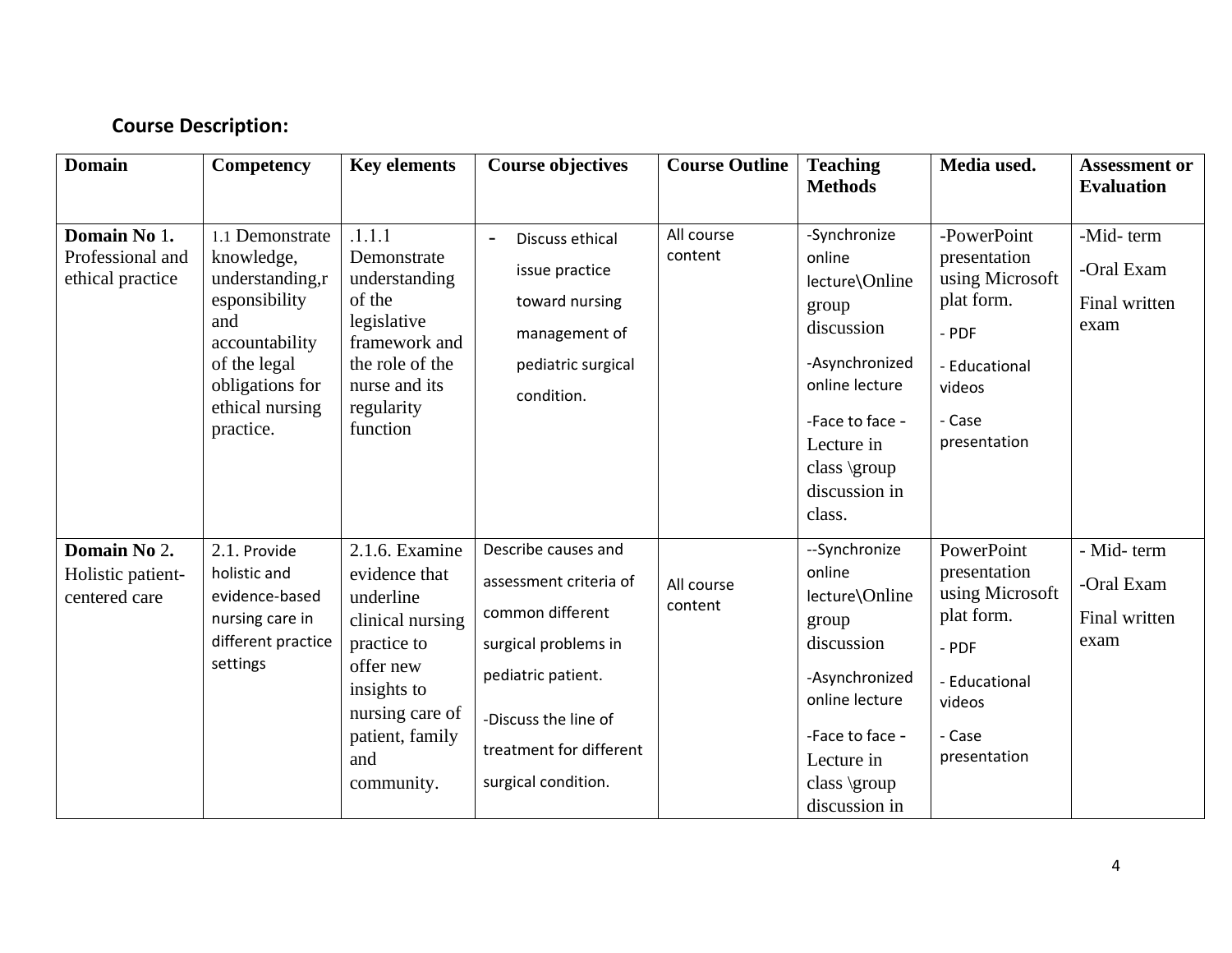## Course Description:

| Domain | Competency | Key elements | Course objectives | Course Outline | Teaching Methods | Media used. | Assessment or Evaluation |
|---|---|---|---|---|---|---|---|
| **Domain No 1.** Professional and ethical practice | 1.1 Demonstrate knowledge, understanding,responsibility and accountability of the legal obligations for ethical nursing practice. | .1.1.1 Demonstrate understanding of the legislative framework and the role of the nurse and its regularity function | - Discuss ethical issue practice toward nursing management of pediatric surgical condition. | All course content | -Synchronize online lecture\Online group discussion<br>-Asynchronized online lecture<br>-Face to face - Lecture in class \group discussion in class. | -PowerPoint presentation using Microsoft plat form.<br>- PDF<br>- Educational videos<br>- Case presentation | -Mid- term<br>-Oral Exam<br>Final written exam |
| **Domain No 2.** Holistic patient-centered care | 2.1. Provide holistic and evidence-based nursing care in different practice settings | 2.1.6. Examine evidence that underline clinical nursing practice to offer new insights to nursing care of patient, family and community. | Describe causes and assessment criteria of common different surgical problems in pediatric patient.<br>-Discuss the line of treatment for different surgical condition. | All course content | --Synchronize online lecture\Online group discussion<br>-Asynchronized online lecture<br>-Face to face - Lecture in class \group discussion in | PowerPoint presentation using Microsoft plat form.<br>- PDF<br>- Educational videos<br>- Case presentation | - Mid- term<br>-Oral Exam<br>Final written exam |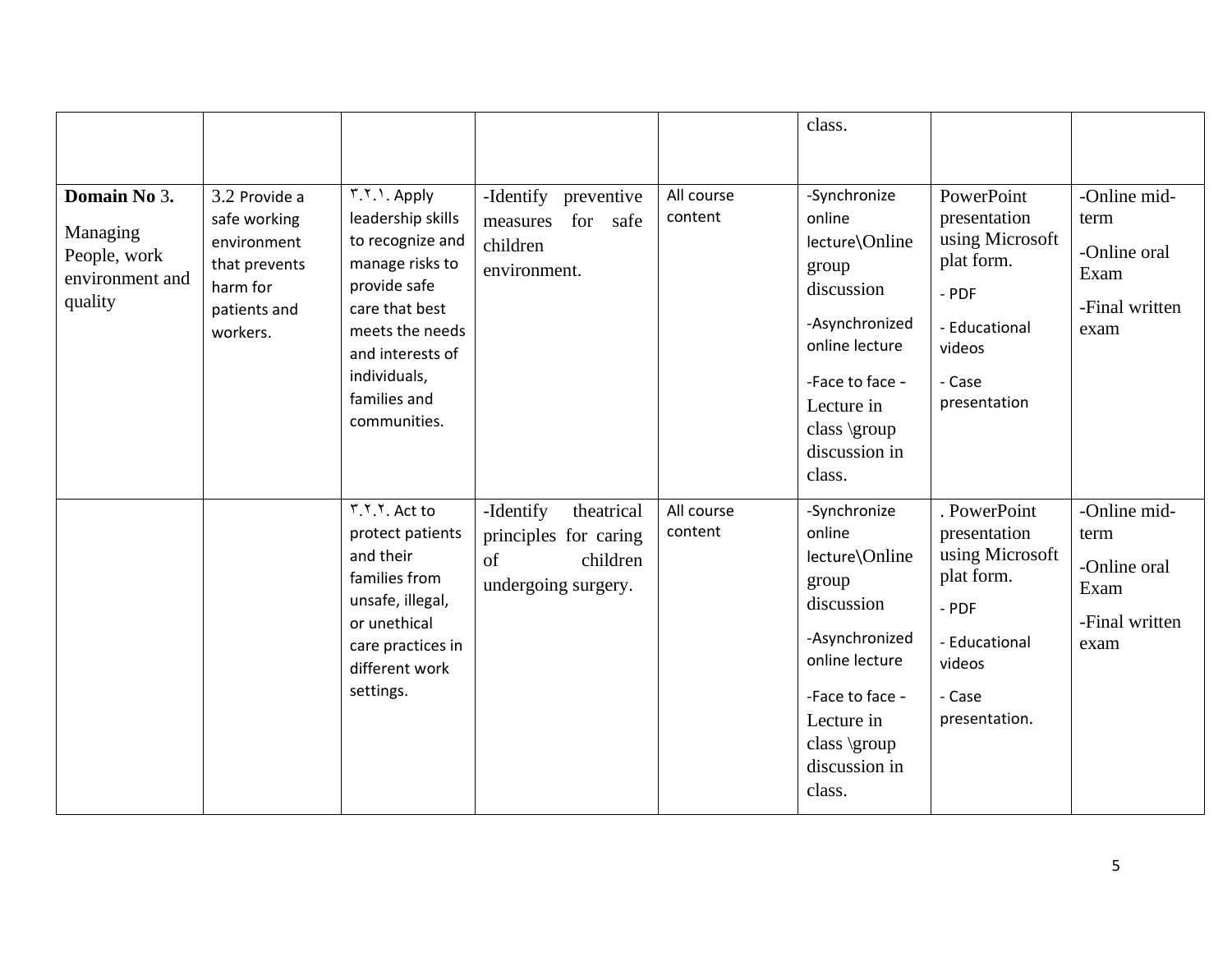| | | | | | | | |
|---|---|---|---|---|---|---|---|
| | | | | | class. | | |
| **Domain No** 3**.** Managing People, work environment and quality | 3.2 Provide a safe working environment that prevents harm for patients and workers. | ٣.٢.١. Apply leadership skills to recognize and manage risks to provide safe care that best meets the needs and interests of individuals, families and communities. | -Identify preventive measures for safe children environment. | All course content | -Synchronize online lecture\Online group discussion<br>-Asynchronized online lecture<br>-Face to face - Lecture in class \group discussion in class. | PowerPoint presentation using Microsoft plat form.<br>- PDF<br>- Educational videos<br>- Case presentation | -Online mid-term<br>-Online oral Exam<br>-Final written exam |
| | | ٣.٢.٢. Act to protect patients and their families from unsafe, illegal, or unethical care practices in different work settings. | -Identify theatrical principles for caring of children undergoing surgery. | All course content | -Synchronize online lecture\Online group discussion<br>-Asynchronized online lecture<br>-Face to face - Lecture in class \group discussion in class. | . PowerPoint presentation using Microsoft plat form.<br>- PDF<br>- Educational videos<br>- Case presentation. | -Online mid-term<br>-Online oral Exam<br>-Final written exam |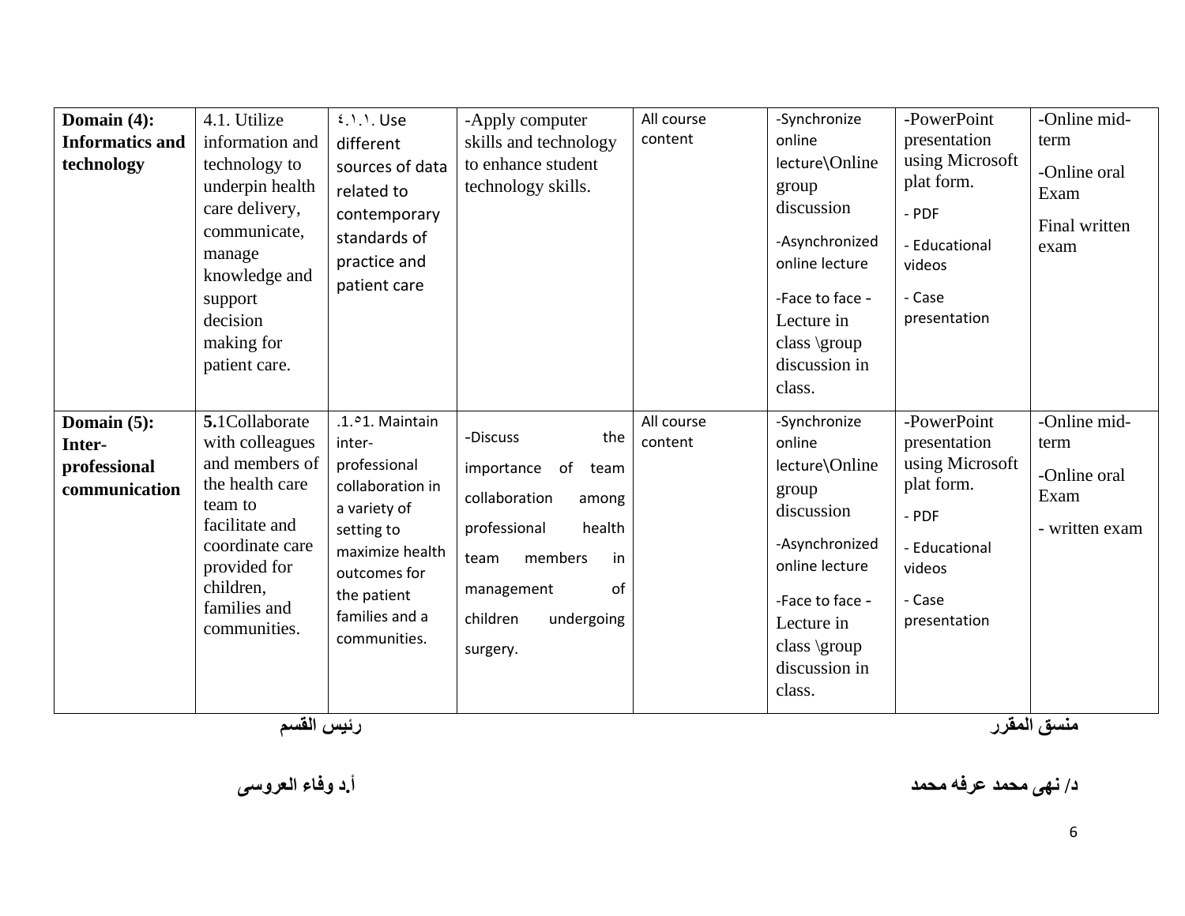| | | | | | | | |
|---|---|---|---|---|---|---|---|
| **Domain (4): Informatics and technology** | 4.1. Utilize information and technology to underpin health care delivery, communicate, manage knowledge and support decision making for patient care. | ٤.١.١. Use different sources of data related to contemporary standards of practice and patient care | -Apply computer skills and technology to enhance student technology skills. | All course content | -Synchronize online lecture\Online group discussion<br>-Asynchronized online lecture<br>-Face to face - Lecture in class \group discussion in class. | -PowerPoint presentation using Microsoft plat form.<br>- PDF<br>- Educational videos<br>- Case presentation | -Online mid-term<br>-Online oral Exam<br>Final written exam |
| **Domain (5): Inter-professional communication** | **5.**1Collaborate with colleagues and members of the health care team to facilitate and coordinate care provided for children, families and communities. | .1.٥1. Maintain inter-professional collaboration in a variety of setting to maximize health outcomes for the patient families and a communities. | -Discuss the importance of team collaboration among professional health team members in management of children undergoing surgery. | All course content | -Synchronize online lecture\Online group discussion<br>-Asynchronized online lecture<br>-Face to face - Lecture in class \group discussion in class. | -PowerPoint presentation using Microsoft plat form.<br>- PDF<br>- Educational videos<br>- Case presentation | -Online mid-term<br>-Online oral Exam<br>- written exam |

**منسق المقرر** **رئيس القسم**

**د/ نهى محمد عرفه محمد** **أ.د وفاء العروسى**